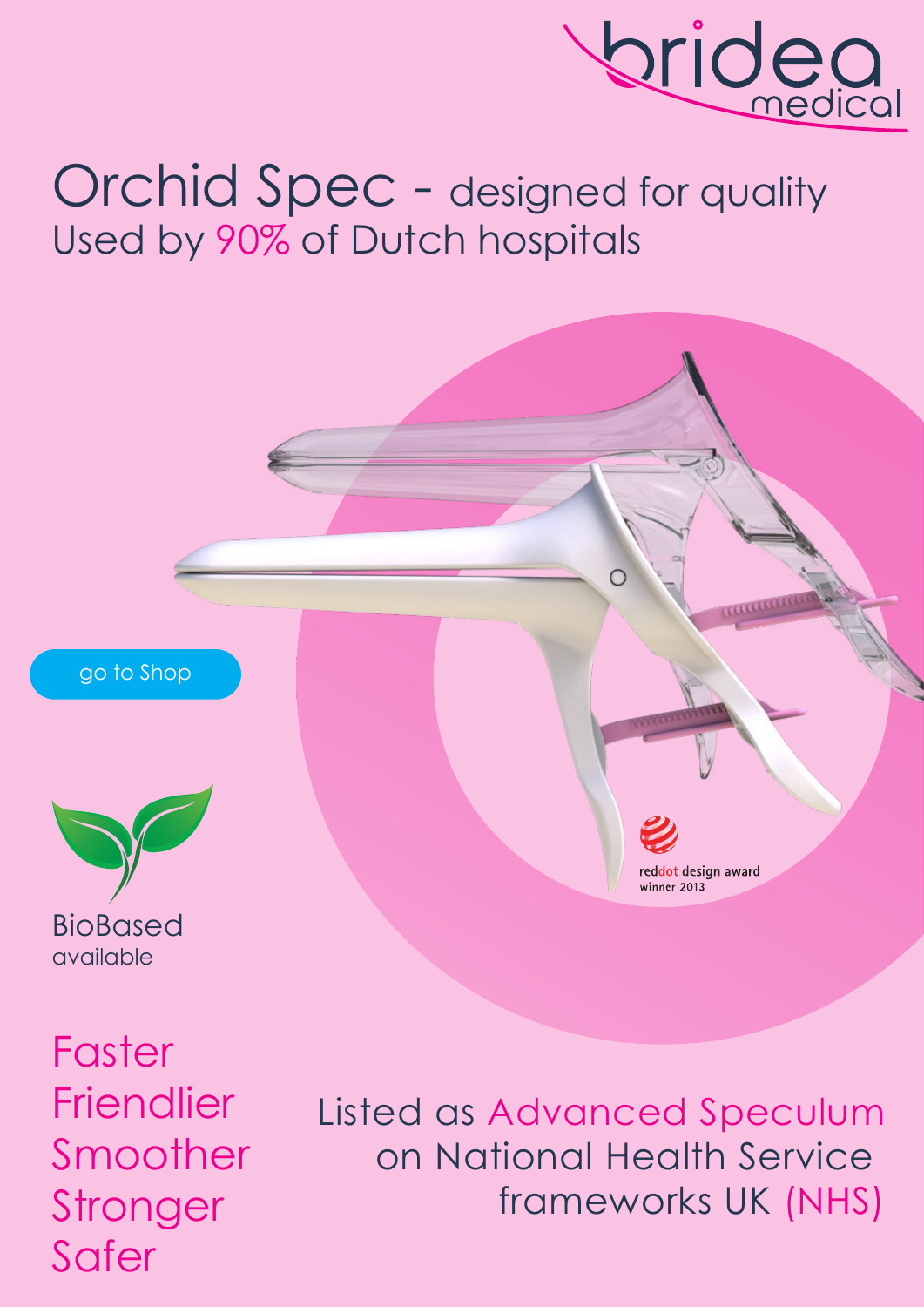bridea medical

# Orchid Spec - designed for quality

## Used by 90% of Dutch hospitals

go to Shop

BioBased available

reddot design award winner 2013

Faster
Friendlier
Smoother
Stronger
Safer

Listed as Advanced Speculum on National Health Service frameworks UK (NHS)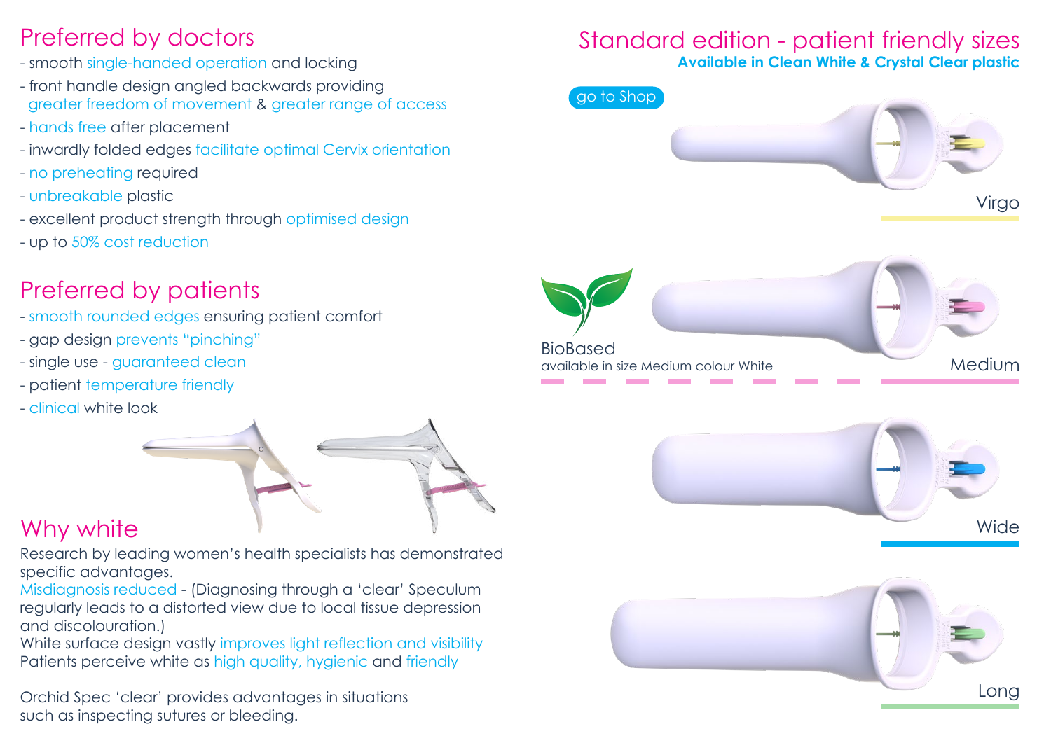## Preferred by doctors

- smooth single-handed operation and locking
- front handle design angled backwards providing greater freedom of movement & greater range of access
- hands free after placement
- inwardly folded edges facilitate optimal Cervix orientation
- no preheating required
- unbreakable plastic
- excellent product strength through optimised design
- up to 50% cost reduction

## Preferred by patients

- smooth rounded edges ensuring patient comfort
- gap design prevents "pinching"
- single use - guaranteed clean
- patient temperature friendly
- clinical white look

## Why white

Research by leading women's health specialists has demonstrated specific advantages.

Misdiagnosis reduced - (Diagnosing through a 'clear' Speculum regularly leads to a distorted view due to local tissue depression and discolouration.)

White surface design vastly improves light reflection and visibility

Patients perceive white as high quality, hygienic and friendly

Orchid Spec 'clear' provides advantages in situations such as inspecting sutures or bleeding.

## Standard edition - patient friendly sizes

**Available in Clean White & Crystal Clear plastic**

go to Shop

Virgo

BioBased
available in size Medium colour White

Medium

Wide

Long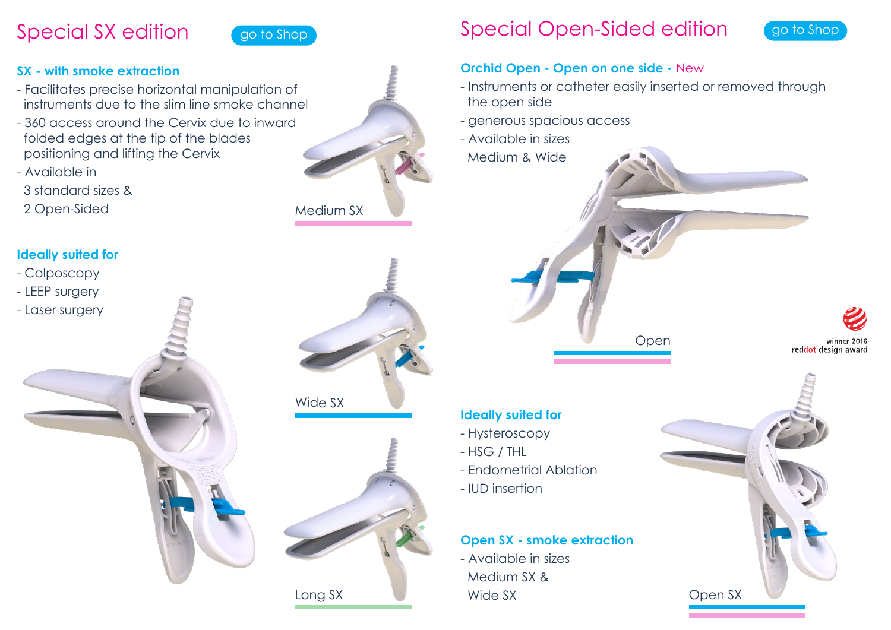# Special SX edition

go to Shop

### SX - with smoke extraction

- Facilitates precise horizontal manipulation of instruments due to the slim line smoke channel
- 360 access around the Cervix due to inward folded edges at the tip of the blades positioning and lifting the Cervix
- Available in
  3 standard sizes &
  2 Open-Sided

Medium SX

### Ideally suited for

- Colposcopy
- LEEP surgery
- Laser surgery

Wide SX

Long SX

# Special Open-Sided edition

go to Shop

### Orchid Open - Open on one side - New

- Instruments or catheter easily inserted or removed through the open side
- generous spacious access
- Available in sizes
  Medium & Wide

Open

winner 2016 reddot design award

### Ideally suited for

- Hysteroscopy
- HSG / THL
- Endometrial Ablation
- IUD insertion

### Open SX - smoke extraction

- Available in sizes
  Medium SX &
  Wide SX

Open SX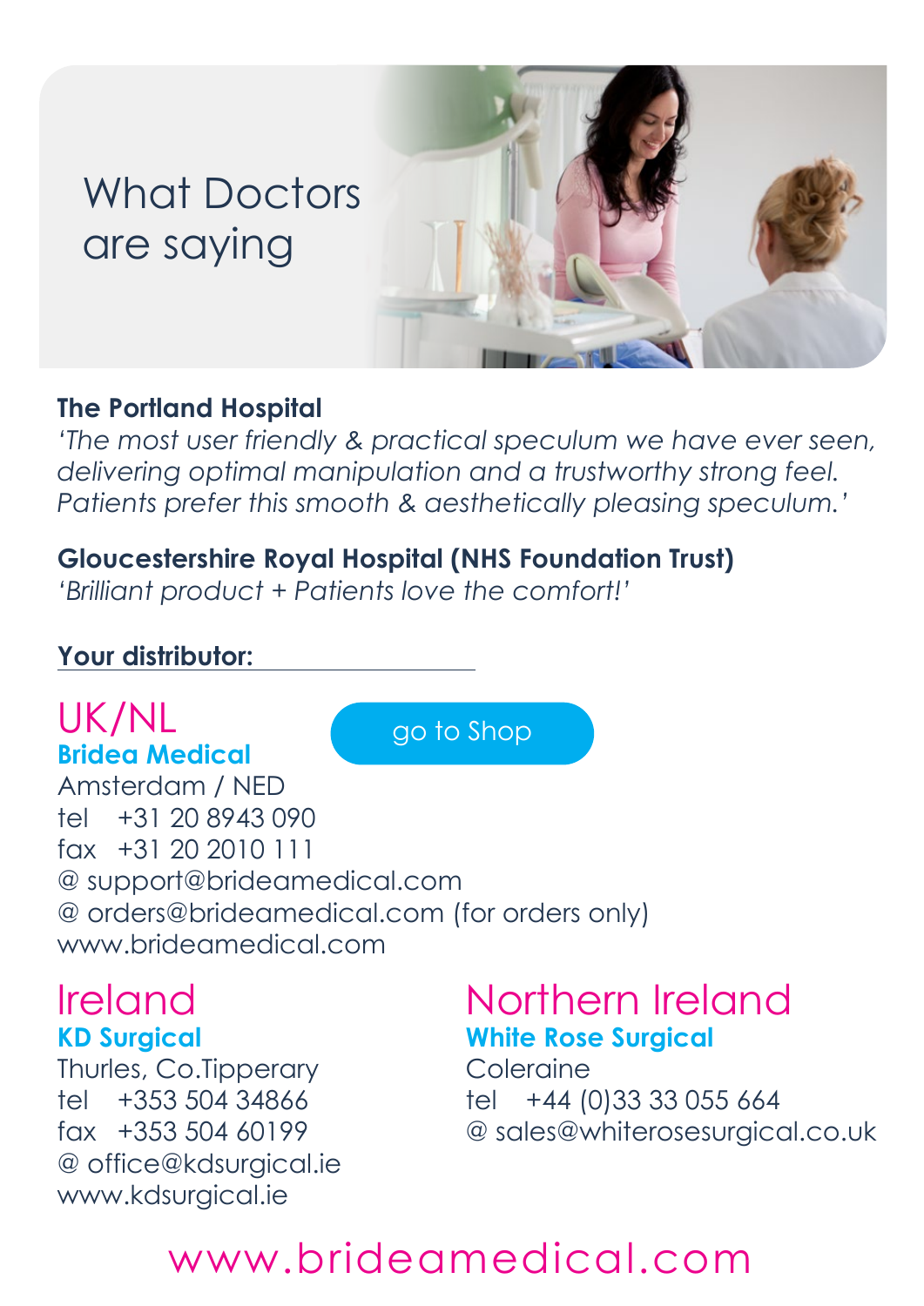# What Doctors are saying

**The Portland Hospital**
*'The most user friendly & practical speculum we have ever seen, delivering optimal manipulation and a trustworthy strong feel. Patients prefer this smooth & aesthetically pleasing speculum.'*

**Gloucestershire Royal Hospital (NHS Foundation Trust)**
*'Brilliant product + Patients love the comfort!'*

**Your distributor:**

## UK/NL

go to Shop

**Bridea Medical**
Amsterdam / NED
tel +31 20 8943 090
fax +31 20 2010 111
@ support@brideamedical.com
@ orders@brideamedical.com (for orders only)
www.brideamedical.com

## Ireland

**KD Surgical**
Thurles, Co.Tipperary
tel +353 504 34866
fax +353 504 60199
@ office@kdsurgical.ie
www.kdsurgical.ie

## Northern Ireland

**White Rose Surgical**
Coleraine
tel +44 (0)33 33 055 664
@ sales@whiterosesurgical.co.uk

www.brideamedical.com